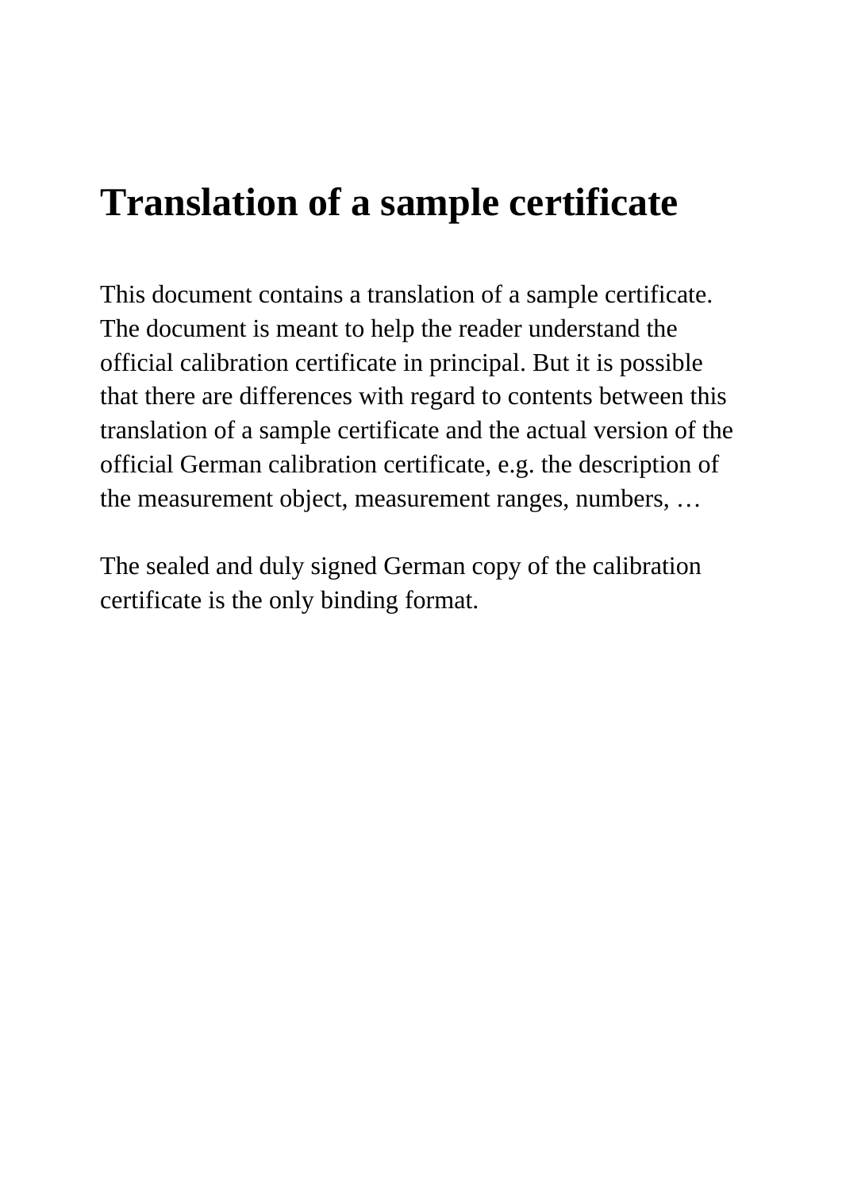# Translation of a sample certificate

This document contains a translation of a sample certificate. The document is meant to help the reader understand the official calibration certificate in principal. But it is possible that there are differences with regard to contents between this translation of a sample certificate and the actual version of the official German calibration certificate, e.g. the description of the measurement object, measurement ranges, numbers, …

The sealed and duly signed German copy of the calibration certificate is the only binding format.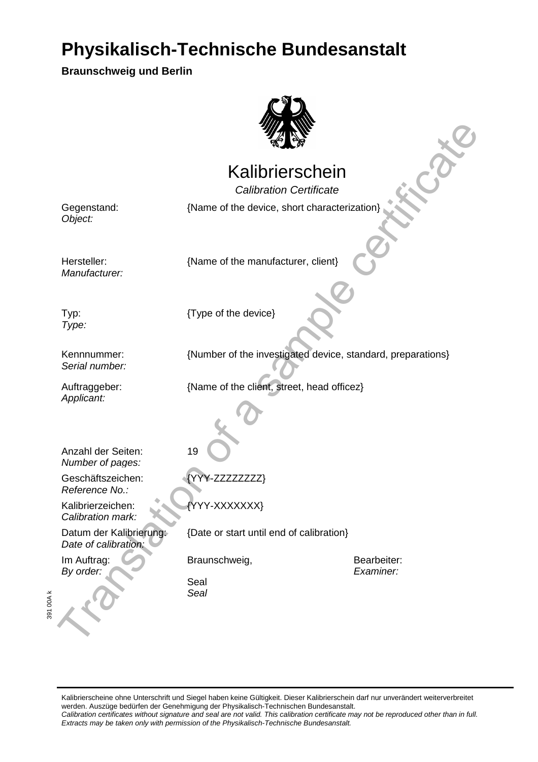# Physikalisch-Technische Bundesanstalt

**Braunschweig und Berlin**

## Kalibrierschein

*Calibration Certificate*

| | | |
|---|---|---|
| Gegenstand: *Object:* | {Name of the device, short characterization} | |
| Hersteller: *Manufacturer:* | {Name of the manufacturer, client} | |
| Typ: *Type:* | {Type of the device} | |
| Kennnummer: *Serial number:* | {Number of the investigated device, standard, preparations} | |
| Auftraggeber: *Applicant:* | {Name of the client, street, head officez} | |
| Anzahl der Seiten: *Number of pages:* | 19 | |
| Geschäftszeichen: *Reference No.:* | {YYY-ZZZZZZZZ} | |
| Kalibrierzeichen: *Calibration mark:* | {YYY-XXXXXXX} | |
| Datum der Kalibrierung: *Date of calibration:* | {Date or start until end of calibration} | |
| Im Auftrag: *By order:* | Braunschweig, | Bearbeiter: *Examiner:* |
| | Seal *Seal* | |

Translation of a sample certificate

391 00A k

Kalibrierscheine ohne Unterschrift und Siegel haben keine Gültigkeit. Dieser Kalibrierschein darf nur unverändert weiterverbreitet werden. Auszüge bedürfen der Genehmigung der Physikalisch-Technischen Bundesanstalt.
*Calibration certificates without signature and seal are not valid. This calibration certificate may not be reproduced other than in full. Extracts may be taken only with permission of the Physikalisch-Technische Bundesanstalt.*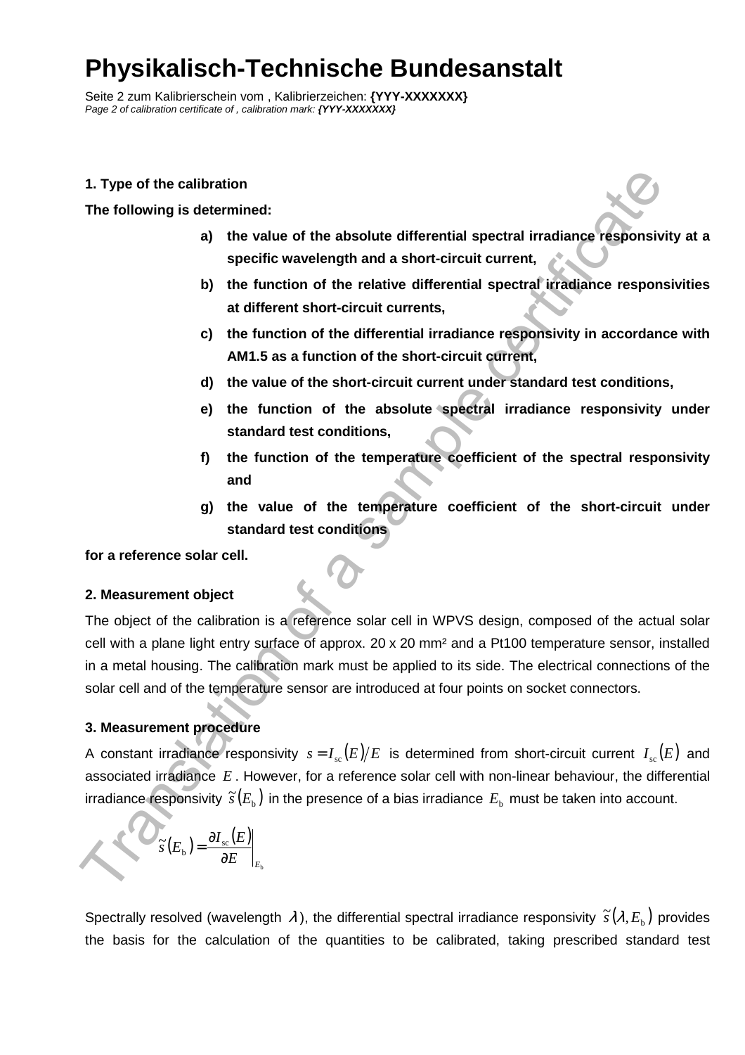**1. Type of the calibration**

**The following is determined:**

- **a) the value of the absolute differential spectral irradiance responsivity at a specific wavelength and a short-circuit current,**
- **b) the function of the relative differential spectral irradiance responsivities at different short-circuit currents,**
- **c) the function of the differential irradiance responsivity in accordance with AM1.5 as a function of the short-circuit current,**
- **d) the value of the short-circuit current under standard test conditions,**
- **e) the function of the absolute spectral irradiance responsivity under standard test conditions,**
- **f) the function of the temperature coefficient of the spectral responsivity and**
- **g) the value of the temperature coefficient of the short-circuit under standard test conditions**

**for a reference solar cell.**

**2. Measurement object**

The object of the calibration is a reference solar cell in WPVS design, composed of the actual solar cell with a plane light entry surface of approx. 20 x 20 mm² and a Pt100 temperature sensor, installed in a metal housing. The calibration mark must be applied to its side. The electrical connections of the solar cell and of the temperature sensor are introduced at four points on socket connectors.

**3. Measurement procedure**

A constant irradiance responsivity $s = I_{\mathrm{sc}}(E)/E$ is determined from short-circuit current $I_{\mathrm{sc}}(E)$ and associated irradiance $E$. However, for a reference solar cell with non-linear behaviour, the differential irradiance responsivity $\tilde{s}(E_{\mathrm{b}})$ in the presence of a bias irradiance $E_{\mathrm{b}}$ must be taken into account.

$$\tilde{s}(E_{\mathrm{b}}) = \left.\frac{\partial I_{\mathrm{sc}}(E)}{\partial E}\right|_{E_{\mathrm{b}}}$$

Spectrally resolved (wavelength $\lambda$), the differential spectral irradiance responsivity $\tilde{s}(\lambda, E_{\mathrm{b}})$ provides the basis for the calculation of the quantities to be calibrated, taking prescribed standard test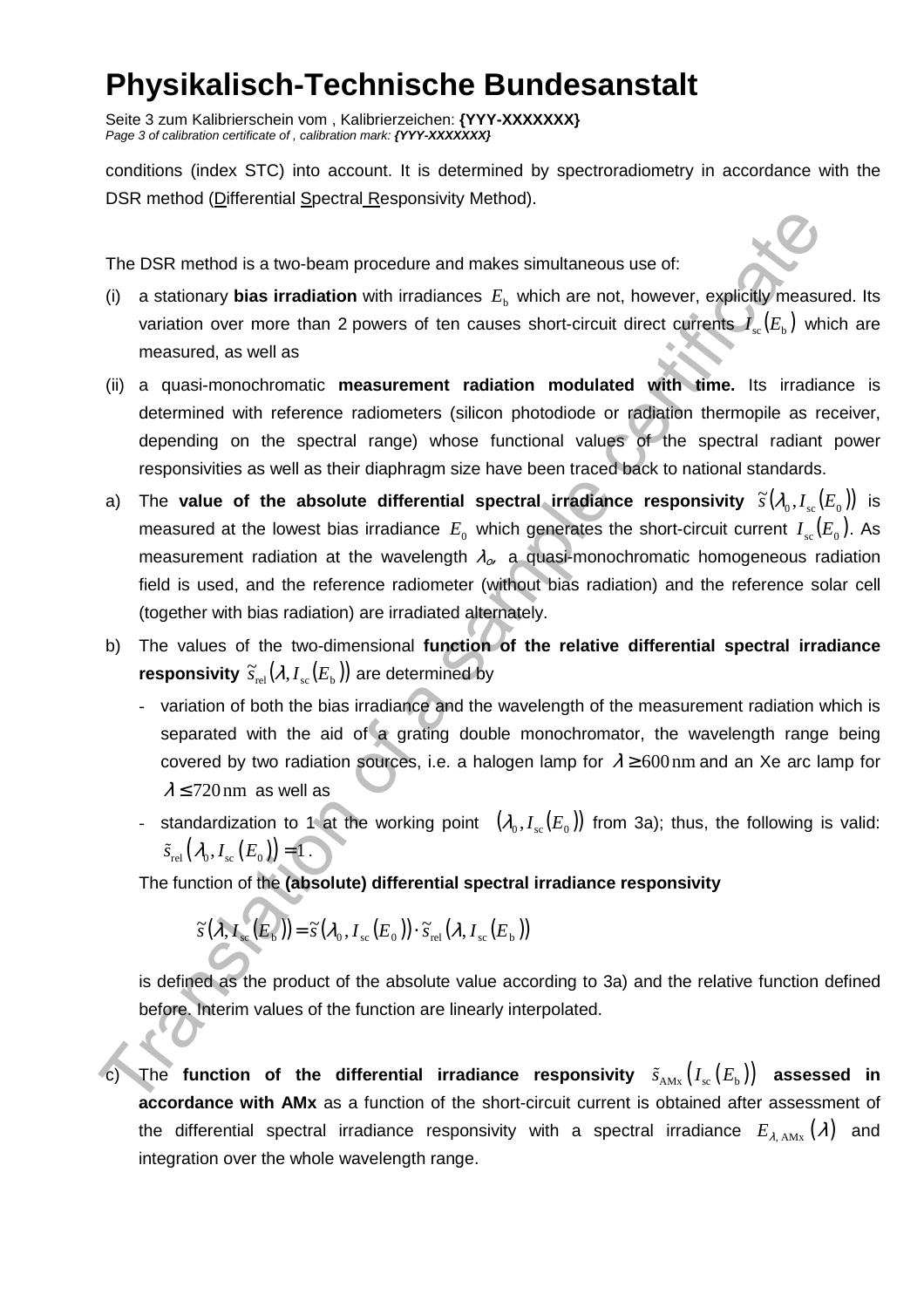conditions (index STC) into account. It is determined by spectroradiometry in accordance with the DSR method (Differential Spectral Responsivity Method).

The DSR method is a two-beam procedure and makes simultaneous use of:

(i) a stationary **bias irradiation** with irradiances $E_\mathrm{b}$ which are not, however, explicitly measured. Its variation over more than 2 powers of ten causes short-circuit direct currents $I_\mathrm{sc}(E_\mathrm{b})$ which are measured, as well as

(ii) a quasi-monochromatic **measurement radiation modulated with time.** Its irradiance is determined with reference radiometers (silicon photodiode or radiation thermopile as receiver, depending on the spectral range) whose functional values of the spectral radiant power responsivities as well as their diaphragm size have been traced back to national standards.

a) The **value of the absolute differential spectral irradiance responsivity** $\tilde{s}(\lambda_0, I_\mathrm{sc}(E_0))$ is measured at the lowest bias irradiance $E_0$ which generates the short-circuit current $I_\mathrm{sc}(E_0)$. As measurement radiation at the wavelength $\lambda_0$, a quasi-monochromatic homogeneous radiation field is used, and the reference radiometer (without bias radiation) and the reference solar cell (together with bias radiation) are irradiated alternately.

b) The values of the two-dimensional **function of the relative differential spectral irradiance responsivity** $\tilde{s}_\mathrm{rel}(\lambda, I_\mathrm{sc}(E_\mathrm{b}))$ are determined by

   - variation of both the bias irradiance and the wavelength of the measurement radiation which is separated with the aid of a grating double monochromator, the wavelength range being covered by two radiation sources, i.e. a halogen lamp for $\lambda \geq 600\,\mathrm{nm}$ and an Xe arc lamp for $\lambda \leq 720\,\mathrm{nm}$ as well as
   - standardization to 1 at the working point $(\lambda_0, I_\mathrm{sc}(E_0))$ from 3a); thus, the following is valid: $\tilde{s}_\mathrm{rel}(\lambda_0, I_\mathrm{sc}(E_0)) = 1$.

   The function of the **(absolute) differential spectral irradiance responsivity**

$$\tilde{s}(\lambda, I_\mathrm{sc}(E_\mathrm{b})) = \tilde{s}(\lambda_0, I_\mathrm{sc}(E_0)) \cdot \tilde{s}_\mathrm{rel}(\lambda, I_\mathrm{sc}(E_\mathrm{b}))$$

   is defined as the product of the absolute value according to 3a) and the relative function defined before. Interim values of the function are linearly interpolated.

c) The **function of the differential irradiance responsivity** $\tilde{s}_\mathrm{AMx}(I_\mathrm{sc}(E_\mathrm{b}))$ **assessed in accordance with AMx** as a function of the short-circuit current is obtained after assessment of the differential spectral irradiance responsivity with a spectral irradiance $E_{\lambda,\mathrm{AMx}}(\lambda)$ and integration over the whole wavelength range.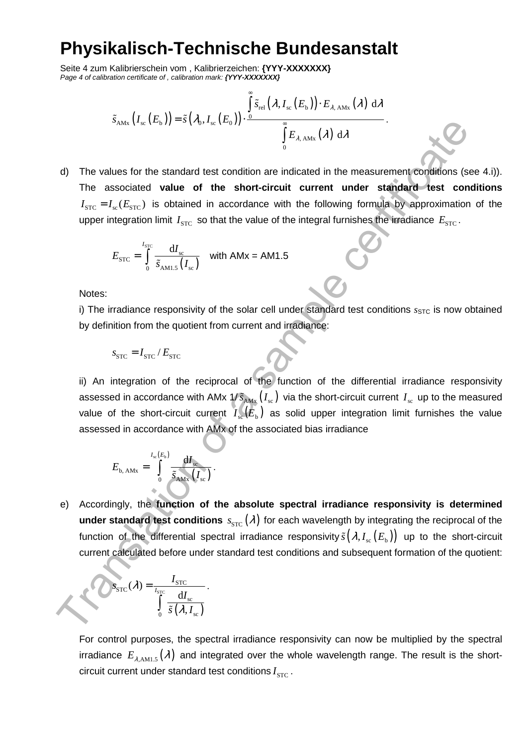$$\tilde{s}_{\mathrm{AMx}}\left(I_{\mathrm{sc}}\left(E_{\mathrm{b}}\right)\right)=\tilde{s}\left(\lambda_0, I_{\mathrm{sc}}\left(E_0\right)\right)\cdot\frac{\int_0^\infty \tilde{s}_{\mathrm{rel}}\left(\lambda, I_{\mathrm{sc}}\left(E_{\mathrm{b}}\right)\right)\cdot E_{\lambda,\,\mathrm{AMx}}\left(\lambda\right)\,\mathrm{d}\lambda}{\int_0^\infty E_{\lambda,\,\mathrm{AMx}}\left(\lambda\right)\,\mathrm{d}\lambda}.$$

d) The values for the standard test condition are indicated in the measurement conditions (see 4.i)). The associated **value of the short-circuit current under standard test conditions** $I_{\mathrm{STC}}=I_{\mathrm{sc}}(E_{\mathrm{STC}})$ is obtained in accordance with the following formula by approximation of the upper integration limit $I_{\mathrm{STC}}$ so that the value of the integral furnishes the irradiance $E_{\mathrm{STC}}$.

$$E_{\mathrm{STC}}=\int_0^{I_{\mathrm{STC}}}\frac{\mathrm{d}I_{\mathrm{sc}}}{\tilde{s}_{\mathrm{AM1.5}}\left(I_{\mathrm{sc}}\right)} \quad \text{with AMx = AM1.5}$$

Notes:

i) The irradiance responsivity of the solar cell under standard test conditions $s_{\mathrm{STC}}$ is now obtained by definition from the quotient from current and irradiance:

$$s_{\mathrm{STC}}=I_{\mathrm{STC}}/E_{\mathrm{STC}}$$

ii) An integration of the reciprocal of the function of the differential irradiance responsivity assessed in accordance with AMx $1/\tilde{s}_{\mathrm{AMx}}\left(I_{\mathrm{sc}}\right)$ via the short-circuit current $I_{\mathrm{sc}}$ up to the measured value of the short-circuit current $I_{\mathrm{sc}}\left(E_{\mathrm{b}}\right)$ as solid upper integration limit furnishes the value assessed in accordance with AMx of the associated bias irradiance

$$E_{\mathrm{b,\,AMx}}=\int_0^{I_{\mathrm{sc}}\left(E_{\mathrm{b}}\right)}\frac{\mathrm{d}I_{\mathrm{sc}}}{\tilde{s}_{\mathrm{AMx}}\left(I_{\mathrm{sc}}\right)}.$$

e) Accordingly, the **function of the absolute spectral irradiance responsivity is determined under standard test conditions** $s_{\mathrm{STC}}\left(\lambda\right)$ for each wavelength by integrating the reciprocal of the function of the differential spectral irradiance responsivity $\tilde{s}\left(\lambda, I_{\mathrm{sc}}\left(E_{\mathrm{b}}\right)\right)$ up to the short-circuit current calculated before under standard test conditions and subsequent formation of the quotient:

$$s_{\mathrm{STC}}(\lambda)=\frac{I_{\mathrm{STC}}}{\int_0^{I_{\mathrm{STC}}}\frac{\mathrm{d}I_{\mathrm{sc}}}{\tilde{s}\left(\lambda, I_{\mathrm{sc}}\right)}}.$$

For control purposes, the spectral irradiance responsivity can now be multiplied by the spectral irradiance $E_{\lambda,\mathrm{AM1.5}}\left(\lambda\right)$ and integrated over the whole wavelength range. The result is the short-circuit current under standard test conditions $I_{\mathrm{STC}}$.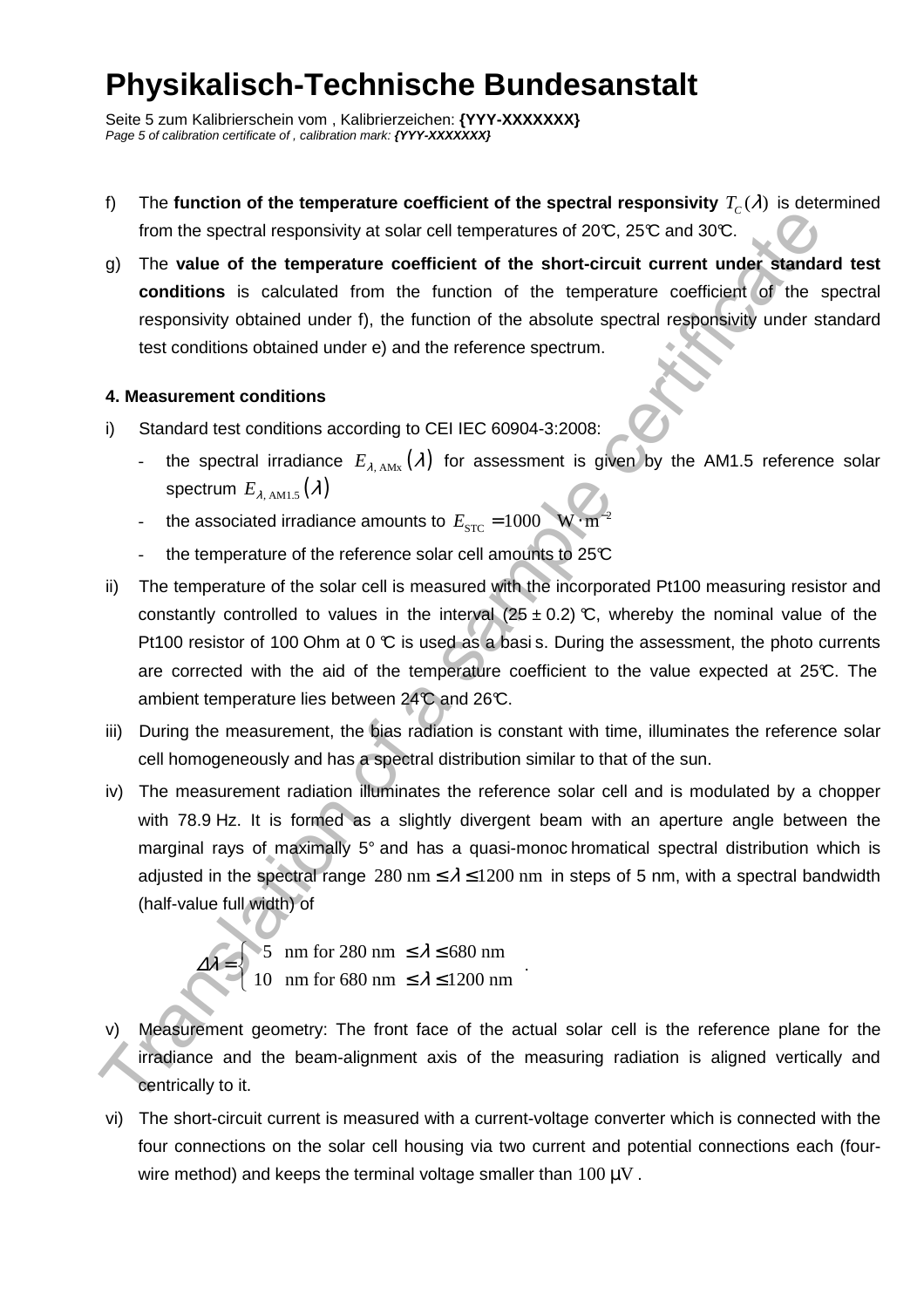f) The **function of the temperature coefficient of the spectral responsivity** $T_C(\lambda)$ is determined from the spectral responsivity at solar cell temperatures of 20°C, 25°C and 30°C.

g) The **value of the temperature coefficient of the short-circuit current under standard test conditions** is calculated from the function of the temperature coefficient of the spectral responsivity obtained under f), the function of the absolute spectral responsivity under standard test conditions obtained under e) and the reference spectrum.

**4. Measurement conditions**

i) Standard test conditions according to CEI IEC 60904-3:2008:
   - the spectral irradiance $E_{\lambda,\,\mathrm{AMx}}(\lambda)$ for assessment is given by the AM1.5 reference solar spectrum $E_{\lambda,\,\mathrm{AM1.5}}(\lambda)$
   - the associated irradiance amounts to $E_{\mathrm{STC}} = 1000 \quad \mathrm{W \cdot m^{-2}}$
   - the temperature of the reference solar cell amounts to 25°C

ii) The temperature of the solar cell is measured with the incorporated Pt100 measuring resistor and constantly controlled to values in the interval (25 ± 0.2) °C, whereby the nominal value of the Pt100 resistor of 100 Ohm at 0 °C is used as a basis. During the assessment, the photo currents are corrected with the aid of the temperature coefficient to the value expected at 25°C. The ambient temperature lies between 24°C and 26°C.

iii) During the measurement, the bias radiation is constant with time, illuminates the reference solar cell homogeneously and has a spectral distribution similar to that of the sun.

iv) The measurement radiation illuminates the reference solar cell and is modulated by a chopper with 78.9 Hz. It is formed as a slightly divergent beam with an aperture angle between the marginal rays of maximally 5° and has a quasi-monochromatical spectral distribution which is adjusted in the spectral range $280\ \mathrm{nm} \le \lambda \le 1200\ \mathrm{nm}$ in steps of 5 nm, with a spectral bandwidth (half-value full width) of

$$\Delta\lambda = \begin{cases} 5 \quad \mathrm{nm\ for\ 280\ nm} \le \lambda \le 680\ \mathrm{nm} \\ 10 \quad \mathrm{nm\ for\ 680\ nm} \le \lambda \le 1200\ \mathrm{nm} \end{cases}.$$

v) Measurement geometry: The front face of the actual solar cell is the reference plane for the irradiance and the beam-alignment axis of the measuring radiation is aligned vertically and centrically to it.

vi) The short-circuit current is measured with a current-voltage converter which is connected with the four connections on the solar cell housing via two current and potential connections each (four-wire method) and keeps the terminal voltage smaller than $100\ \mu\mathrm{V}$.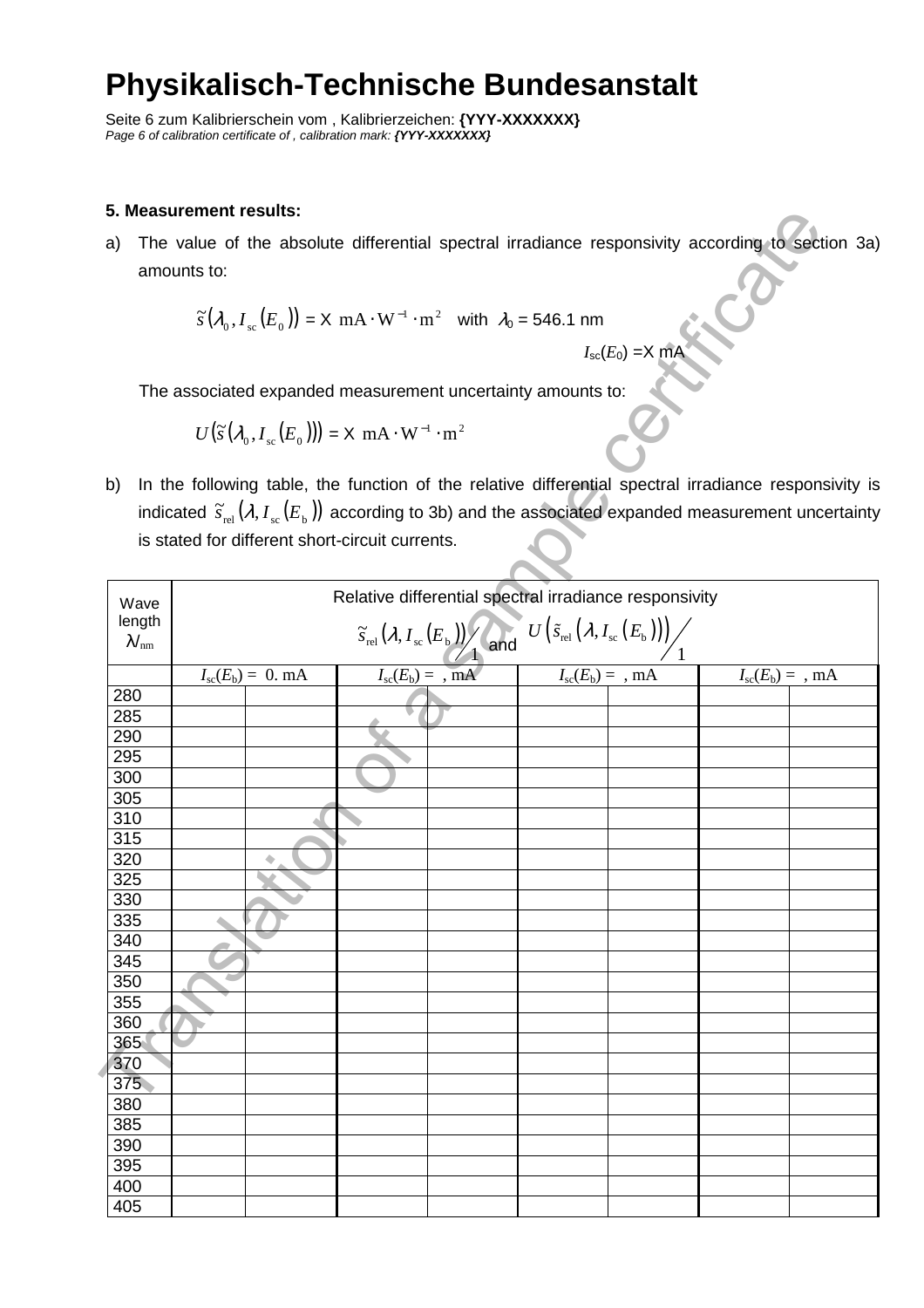# Physikalisch-Technische Bundesanstalt

Seite 6 zum Kalibrierschein vom , Kalibrierzeichen: **{YYY-XXXXXXX}**
*Page 6 of calibration certificate of , calibration mark: **{YYY-XXXXXXX}***

**5. Measurement results:**

a) The value of the absolute differential spectral irradiance responsivity according to section 3a) amounts to:

$$\tilde{s}(\lambda_0, I_{sc}(E_0)) = \text{X mA} \cdot \text{W}^{-1} \cdot \text{m}^2 \quad \text{with} \quad \lambda_0 = 546.1 \text{ nm}$$

$I_{sc}(E_0)$ = X mA

The associated expanded measurement uncertainty amounts to:

$$U(\tilde{s}(\lambda_0, I_{sc}(E_0))) = \text{X mA} \cdot \text{W}^{-1} \cdot \text{m}^2$$

b) In the following table, the function of the relative differential spectral irradiance responsivity is indicated $\tilde{s}_{rel}(\lambda, I_{sc}(E_b))$ according to 3b) and the associated expanded measurement uncertainty is stated for different short-circuit currents.

| Wave length $\lambda_{nm}$ | Relative differential spectral irradiance responsivity $\tilde{s}_{rel}(\lambda, I_{sc}(E_b))/1$ and $U(\tilde{s}_{rel}(\lambda, I_{sc}(E_b)))/1$ | | | | | | | |
|---|---|---|---|---|---|---|---|---|
| | $I_{sc}(E_b)$ = 0. mA | | $I_{sc}(E_b)$ = , mA | | $I_{sc}(E_b)$ = , mA | | $I_{sc}(E_b)$ = , mA | |
| 280 | | | | | | | | |
| 285 | | | | | | | | |
| 290 | | | | | | | | |
| 295 | | | | | | | | |
| 300 | | | | | | | | |
| 305 | | | | | | | | |
| 310 | | | | | | | | |
| 315 | | | | | | | | |
| 320 | | | | | | | | |
| 325 | | | | | | | | |
| 330 | | | | | | | | |
| 335 | | | | | | | | |
| 340 | | | | | | | | |
| 345 | | | | | | | | |
| 350 | | | | | | | | |
| 355 | | | | | | | | |
| 360 | | | | | | | | |
| 365 | | | | | | | | |
| 370 | | | | | | | | |
| 375 | | | | | | | | |
| 380 | | | | | | | | |
| 385 | | | | | | | | |
| 390 | | | | | | | | |
| 395 | | | | | | | | |
| 400 | | | | | | | | |
| 405 | | | | | | | | |

Translation of a sample certificate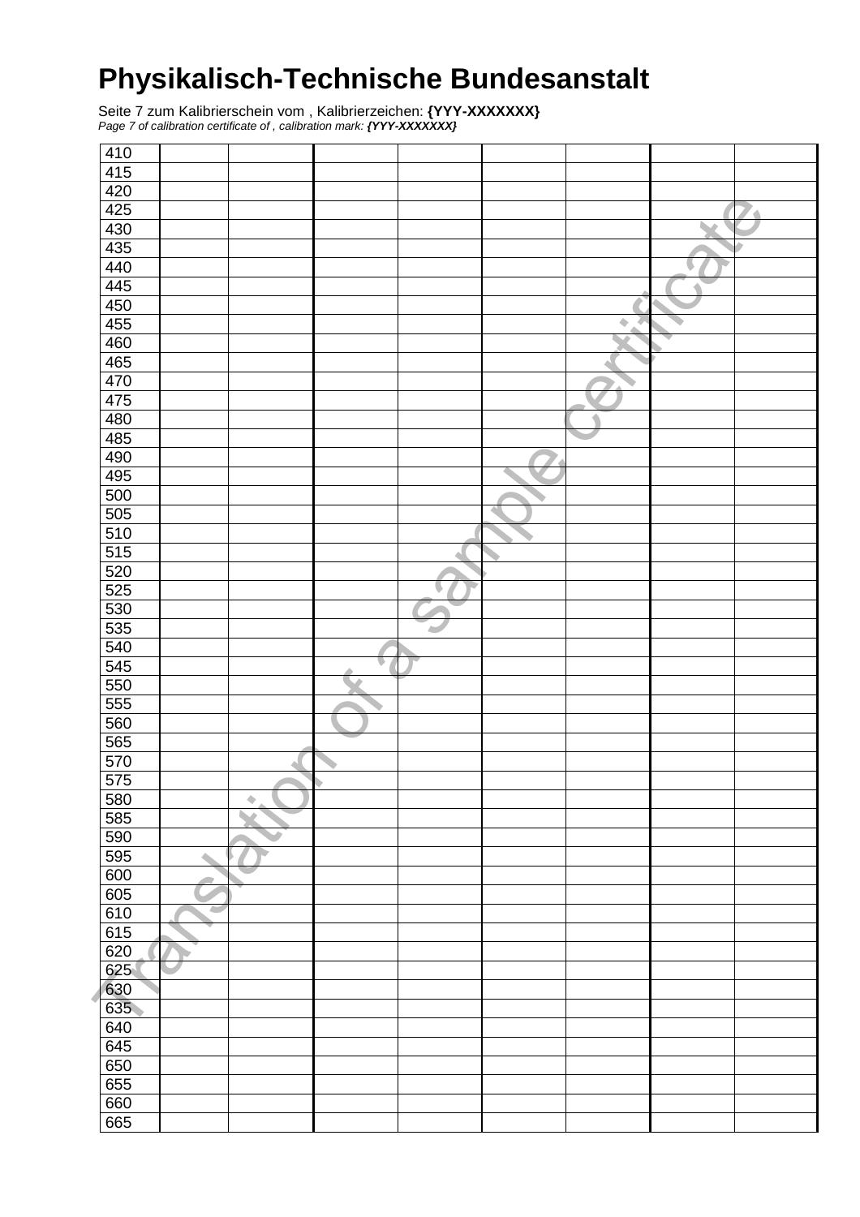# Physikalisch-Technische Bundesanstalt

Seite 7 zum Kalibrierschein vom , Kalibrierzeichen: **{YYY-XXXXXXX}**
*Page 7 of calibration certificate of , calibration mark:* ***{YYY-XXXXXXX}***

| | | | | | | | | |
|---|---|---|---|---|---|---|---|---|
| 410 | | | | | | | | |
| 415 | | | | | | | | |
| 420 | | | | | | | | |
| 425 | | | | | | | | |
| 430 | | | | | | | | |
| 435 | | | | | | | | |
| 440 | | | | | | | | |
| 445 | | | | | | | | |
| 450 | | | | | | | | |
| 455 | | | | | | | | |
| 460 | | | | | | | | |
| 465 | | | | | | | | |
| 470 | | | | | | | | |
| 475 | | | | | | | | |
| 480 | | | | | | | | |
| 485 | | | | | | | | |
| 490 | | | | | | | | |
| 495 | | | | | | | | |
| 500 | | | | | | | | |
| 505 | | | | | | | | |
| 510 | | | | | | | | |
| 515 | | | | | | | | |
| 520 | | | | | | | | |
| 525 | | | | | | | | |
| 530 | | | | | | | | |
| 535 | | | | | | | | |
| 540 | | | | | | | | |
| 545 | | | | | | | | |
| 550 | | | | | | | | |
| 555 | | | | | | | | |
| 560 | | | | | | | | |
| 565 | | | | | | | | |
| 570 | | | | | | | | |
| 575 | | | | | | | | |
| 580 | | | | | | | | |
| 585 | | | | | | | | |
| 590 | | | | | | | | |
| 595 | | | | | | | | |
| 600 | | | | | | | | |
| 605 | | | | | | | | |
| 610 | | | | | | | | |
| 615 | | | | | | | | |
| 620 | | | | | | | | |
| 625 | | | | | | | | |
| 630 | | | | | | | | |
| 635 | | | | | | | | |
| 640 | | | | | | | | |
| 645 | | | | | | | | |
| 650 | | | | | | | | |
| 655 | | | | | | | | |
| 660 | | | | | | | | |
| 665 | | | | | | | | |

Translation of a sample certificate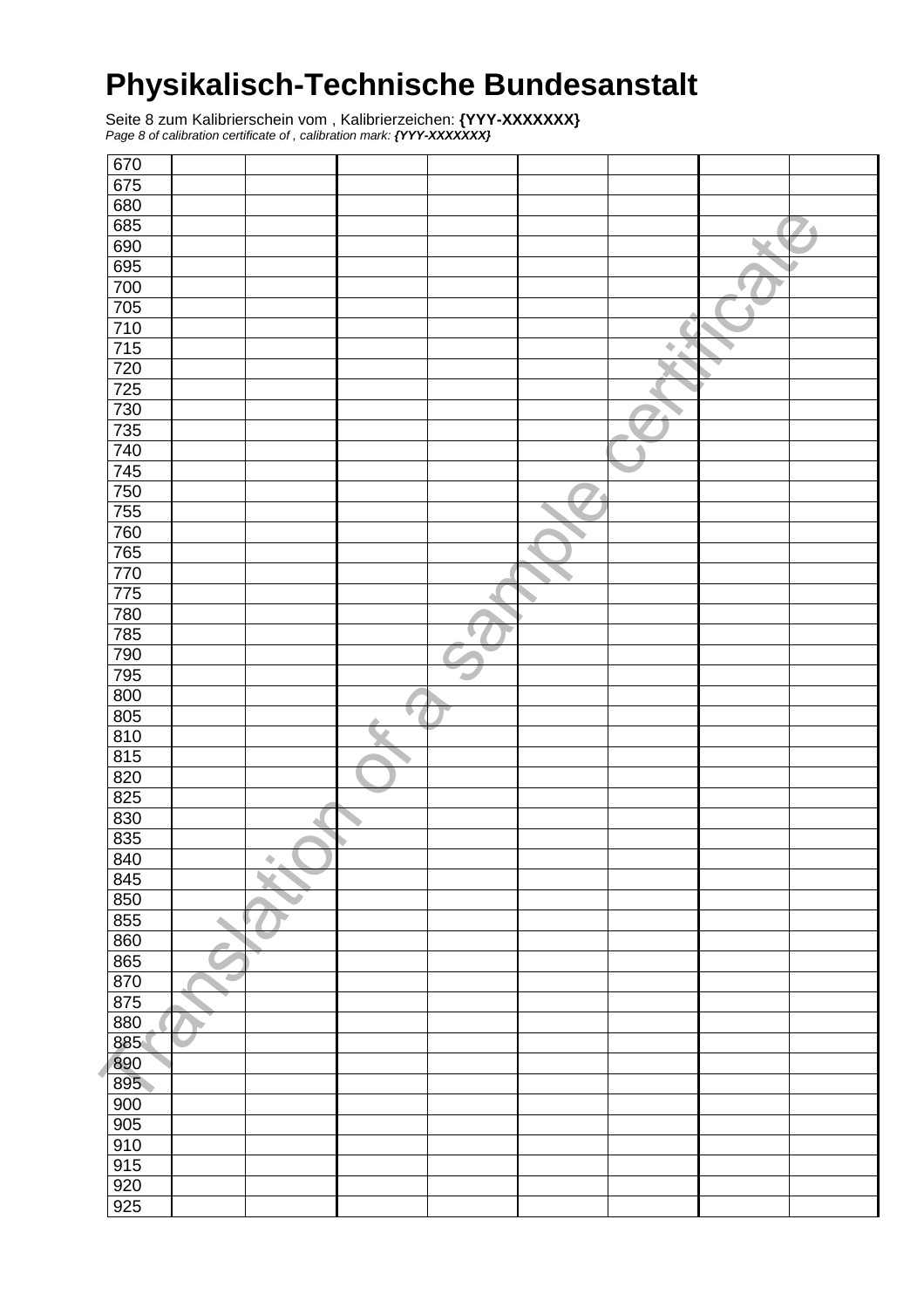# Physikalisch-Technische Bundesanstalt

Seite 8 zum Kalibrierschein vom , Kalibrierzeichen: **{YYY-XXXXXXX}**
*Page 8 of calibration certificate of , calibration mark:* ***{YYY-XXXXXXX}***

| | | | | | | | | |
|---|---|---|---|---|---|---|---|---|
| 670 | | | | | | | | |
| 675 | | | | | | | | |
| 680 | | | | | | | | |
| 685 | | | | | | | | |
| 690 | | | | | | | | |
| 695 | | | | | | | | |
| 700 | | | | | | | | |
| 705 | | | | | | | | |
| 710 | | | | | | | | |
| 715 | | | | | | | | |
| 720 | | | | | | | | |
| 725 | | | | | | | | |
| 730 | | | | | | | | |
| 735 | | | | | | | | |
| 740 | | | | | | | | |
| 745 | | | | | | | | |
| 750 | | | | | | | | |
| 755 | | | | | | | | |
| 760 | | | | | | | | |
| 765 | | | | | | | | |
| 770 | | | | | | | | |
| 775 | | | | | | | | |
| 780 | | | | | | | | |
| 785 | | | | | | | | |
| 790 | | | | | | | | |
| 795 | | | | | | | | |
| 800 | | | | | | | | |
| 805 | | | | | | | | |
| 810 | | | | | | | | |
| 815 | | | | | | | | |
| 820 | | | | | | | | |
| 825 | | | | | | | | |
| 830 | | | | | | | | |
| 835 | | | | | | | | |
| 840 | | | | | | | | |
| 845 | | | | | | | | |
| 850 | | | | | | | | |
| 855 | | | | | | | | |
| 860 | | | | | | | | |
| 865 | | | | | | | | |
| 870 | | | | | | | | |
| 875 | | | | | | | | |
| 880 | | | | | | | | |
| 885 | | | | | | | | |
| 890 | | | | | | | | |
| 895 | | | | | | | | |
| 900 | | | | | | | | |
| 905 | | | | | | | | |
| 910 | | | | | | | | |
| 915 | | | | | | | | |
| 920 | | | | | | | | |
| 925 | | | | | | | | |

Translation of a sample certificate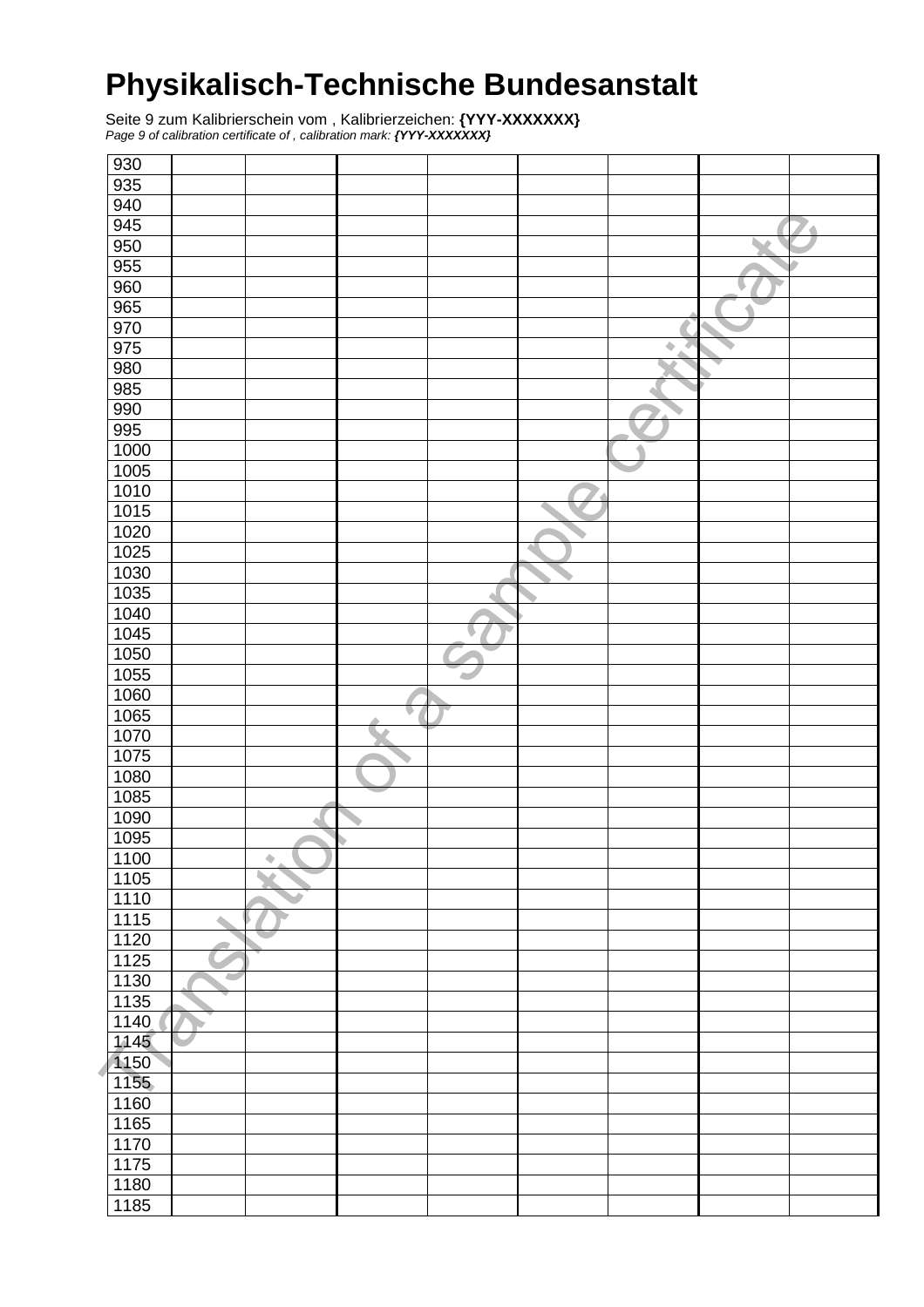# Physikalisch-Technische Bundesanstalt

Seite 9 zum Kalibrierschein vom , Kalibrierzeichen: **{YYY-XXXXXXX}**
*Page 9 of calibration certificate of , calibration mark: **{YYY-XXXXXXX}***

| | | | | | | | | |
|---|---|---|---|---|---|---|---|---|
| 930 | | | | | | | | |
| 935 | | | | | | | | |
| 940 | | | | | | | | |
| 945 | | | | | | | | |
| 950 | | | | | | | | |
| 955 | | | | | | | | |
| 960 | | | | | | | | |
| 965 | | | | | | | | |
| 970 | | | | | | | | |
| 975 | | | | | | | | |
| 980 | | | | | | | | |
| 985 | | | | | | | | |
| 990 | | | | | | | | |
| 995 | | | | | | | | |
| 1000 | | | | | | | | |
| 1005 | | | | | | | | |
| 1010 | | | | | | | | |
| 1015 | | | | | | | | |
| 1020 | | | | | | | | |
| 1025 | | | | | | | | |
| 1030 | | | | | | | | |
| 1035 | | | | | | | | |
| 1040 | | | | | | | | |
| 1045 | | | | | | | | |
| 1050 | | | | | | | | |
| 1055 | | | | | | | | |
| 1060 | | | | | | | | |
| 1065 | | | | | | | | |
| 1070 | | | | | | | | |
| 1075 | | | | | | | | |
| 1080 | | | | | | | | |
| 1085 | | | | | | | | |
| 1090 | | | | | | | | |
| 1095 | | | | | | | | |
| 1100 | | | | | | | | |
| 1105 | | | | | | | | |
| 1110 | | | | | | | | |
| 1115 | | | | | | | | |
| 1120 | | | | | | | | |
| 1125 | | | | | | | | |
| 1130 | | | | | | | | |
| 1135 | | | | | | | | |
| 1140 | | | | | | | | |
| 1145 | | | | | | | | |
| 1150 | | | | | | | | |
| 1155 | | | | | | | | |
| 1160 | | | | | | | | |
| 1165 | | | | | | | | |
| 1170 | | | | | | | | |
| 1175 | | | | | | | | |
| 1180 | | | | | | | | |
| 1185 | | | | | | | | |

Translation of a sample certificate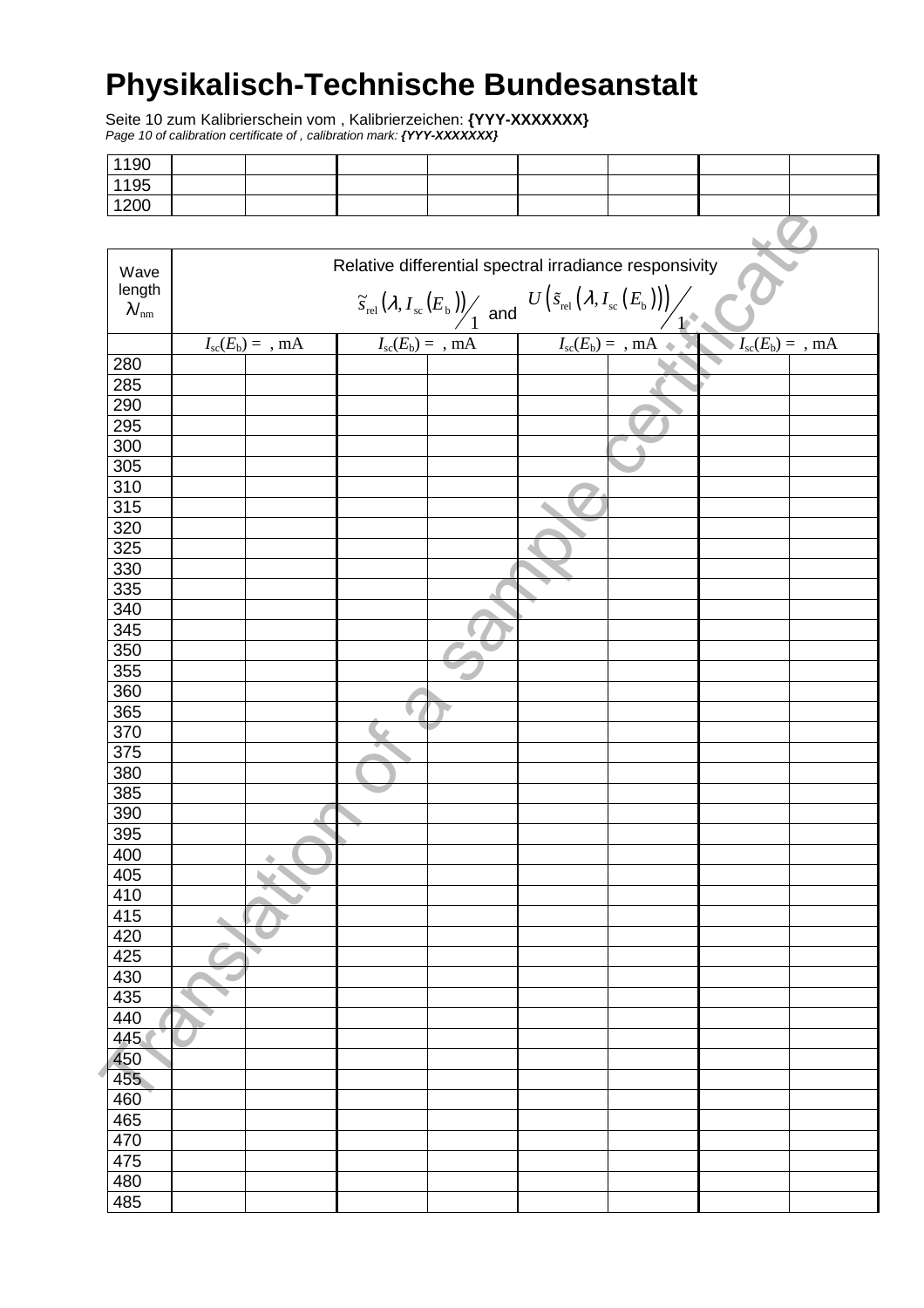# Physikalisch-Technische Bundesanstalt

Seite 10 zum Kalibrierschein vom , Kalibrierzeichen: **{YYY-XXXXXXX}**
*Page 10 of calibration certificate of , calibration mark: **{YYY-XXXXXXX}***

| | | | | | | | | |
|---|---|---|---|---|---|---|---|---|
| 1190 | | | | | | | | |
| 1195 | | | | | | | | |
| 1200 | | | | | | | | |

| Wave length $\lambda_{\text{nm}}$ | Relative differential spectral irradiance responsivity $\tilde{s}_{\text{rel}}(\lambda, I_{\text{sc}}(E_{\text{b}}))/1$ and $U(\tilde{s}_{\text{rel}}(\lambda, I_{\text{sc}}(E_{\text{b}})))/1$ | | | | | | | |
|---|---|---|---|---|---|---|---|---|
| | $I_{\text{sc}}(E_{\text{b}})$ = , mA | | $I_{\text{sc}}(E_{\text{b}})$ = , mA | | $I_{\text{sc}}(E_{\text{b}})$ = , mA | | $I_{\text{sc}}(E_{\text{b}})$ = , mA | |
| 280 | | | | | | | | |
| 285 | | | | | | | | |
| 290 | | | | | | | | |
| 295 | | | | | | | | |
| 300 | | | | | | | | |
| 305 | | | | | | | | |
| 310 | | | | | | | | |
| 315 | | | | | | | | |
| 320 | | | | | | | | |
| 325 | | | | | | | | |
| 330 | | | | | | | | |
| 335 | | | | | | | | |
| 340 | | | | | | | | |
| 345 | | | | | | | | |
| 350 | | | | | | | | |
| 355 | | | | | | | | |
| 360 | | | | | | | | |
| 365 | | | | | | | | |
| 370 | | | | | | | | |
| 375 | | | | | | | | |
| 380 | | | | | | | | |
| 385 | | | | | | | | |
| 390 | | | | | | | | |
| 395 | | | | | | | | |
| 400 | | | | | | | | |
| 405 | | | | | | | | |
| 410 | | | | | | | | |
| 415 | | | | | | | | |
| 420 | | | | | | | | |
| 425 | | | | | | | | |
| 430 | | | | | | | | |
| 435 | | | | | | | | |
| 440 | | | | | | | | |
| 445 | | | | | | | | |
| 450 | | | | | | | | |
| 455 | | | | | | | | |
| 460 | | | | | | | | |
| 465 | | | | | | | | |
| 470 | | | | | | | | |
| 475 | | | | | | | | |
| 480 | | | | | | | | |
| 485 | | | | | | | | |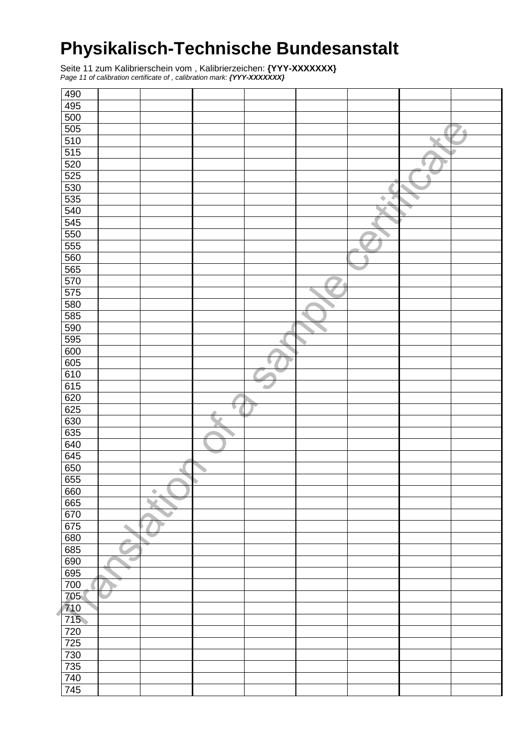# Physikalisch-Technische Bundesanstalt

Seite 11 zum Kalibrierschein vom , Kalibrierzeichen: **{YYY-XXXXXXX}**
*Page 11 of calibration certificate of , calibration mark:* ***{YYY-XXXXXXX}***

| | | | | | | | | |
|---|---|---|---|---|---|---|---|---|
| 490 | | | | | | | | |
| 495 | | | | | | | | |
| 500 | | | | | | | | |
| 505 | | | | | | | | |
| 510 | | | | | | | | |
| 515 | | | | | | | | |
| 520 | | | | | | | | |
| 525 | | | | | | | | |
| 530 | | | | | | | | |
| 535 | | | | | | | | |
| 540 | | | | | | | | |
| 545 | | | | | | | | |
| 550 | | | | | | | | |
| 555 | | | | | | | | |
| 560 | | | | | | | | |
| 565 | | | | | | | | |
| 570 | | | | | | | | |
| 575 | | | | | | | | |
| 580 | | | | | | | | |
| 585 | | | | | | | | |
| 590 | | | | | | | | |
| 595 | | | | | | | | |
| 600 | | | | | | | | |
| 605 | | | | | | | | |
| 610 | | | | | | | | |
| 615 | | | | | | | | |
| 620 | | | | | | | | |
| 625 | | | | | | | | |
| 630 | | | | | | | | |
| 635 | | | | | | | | |
| 640 | | | | | | | | |
| 645 | | | | | | | | |
| 650 | | | | | | | | |
| 655 | | | | | | | | |
| 660 | | | | | | | | |
| 665 | | | | | | | | |
| 670 | | | | | | | | |
| 675 | | | | | | | | |
| 680 | | | | | | | | |
| 685 | | | | | | | | |
| 690 | | | | | | | | |
| 695 | | | | | | | | |
| 700 | | | | | | | | |
| 705 | | | | | | | | |
| 710 | | | | | | | | |
| 715 | | | | | | | | |
| 720 | | | | | | | | |
| 725 | | | | | | | | |
| 730 | | | | | | | | |
| 735 | | | | | | | | |
| 740 | | | | | | | | |
| 745 | | | | | | | | |

Translation of a sample certificate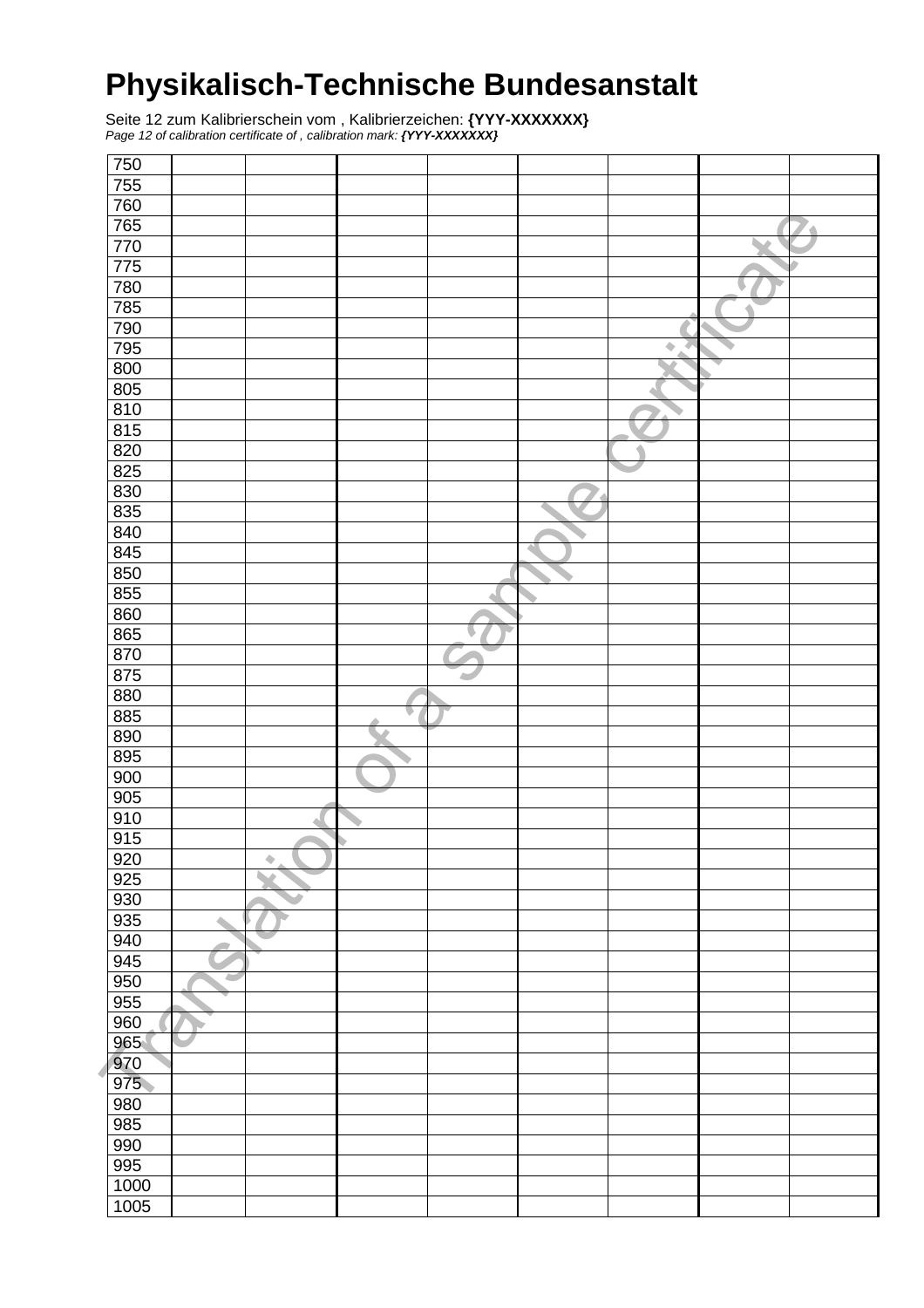# Physikalisch-Technische Bundesanstalt

Seite 12 zum Kalibrierschein vom , Kalibrierzeichen: **{YYY-XXXXXXX}**
*Page 12 of calibration certificate of , calibration mark: **{YYY-XXXXXXX}***

| | | | | | | | | |
|---|---|---|---|---|---|---|---|---|
| 750 | | | | | | | | |
| 755 | | | | | | | | |
| 760 | | | | | | | | |
| 765 | | | | | | | | |
| 770 | | | | | | | | |
| 775 | | | | | | | | |
| 780 | | | | | | | | |
| 785 | | | | | | | | |
| 790 | | | | | | | | |
| 795 | | | | | | | | |
| 800 | | | | | | | | |
| 805 | | | | | | | | |
| 810 | | | | | | | | |
| 815 | | | | | | | | |
| 820 | | | | | | | | |
| 825 | | | | | | | | |
| 830 | | | | | | | | |
| 835 | | | | | | | | |
| 840 | | | | | | | | |
| 845 | | | | | | | | |
| 850 | | | | | | | | |
| 855 | | | | | | | | |
| 860 | | | | | | | | |
| 865 | | | | | | | | |
| 870 | | | | | | | | |
| 875 | | | | | | | | |
| 880 | | | | | | | | |
| 885 | | | | | | | | |
| 890 | | | | | | | | |
| 895 | | | | | | | | |
| 900 | | | | | | | | |
| 905 | | | | | | | | |
| 910 | | | | | | | | |
| 915 | | | | | | | | |
| 920 | | | | | | | | |
| 925 | | | | | | | | |
| 930 | | | | | | | | |
| 935 | | | | | | | | |
| 940 | | | | | | | | |
| 945 | | | | | | | | |
| 950 | | | | | | | | |
| 955 | | | | | | | | |
| 960 | | | | | | | | |
| 965 | | | | | | | | |
| 970 | | | | | | | | |
| 975 | | | | | | | | |
| 980 | | | | | | | | |
| 985 | | | | | | | | |
| 990 | | | | | | | | |
| 995 | | | | | | | | |
| 1000 | | | | | | | | |
| 1005 | | | | | | | | |

Translation of a sample certificate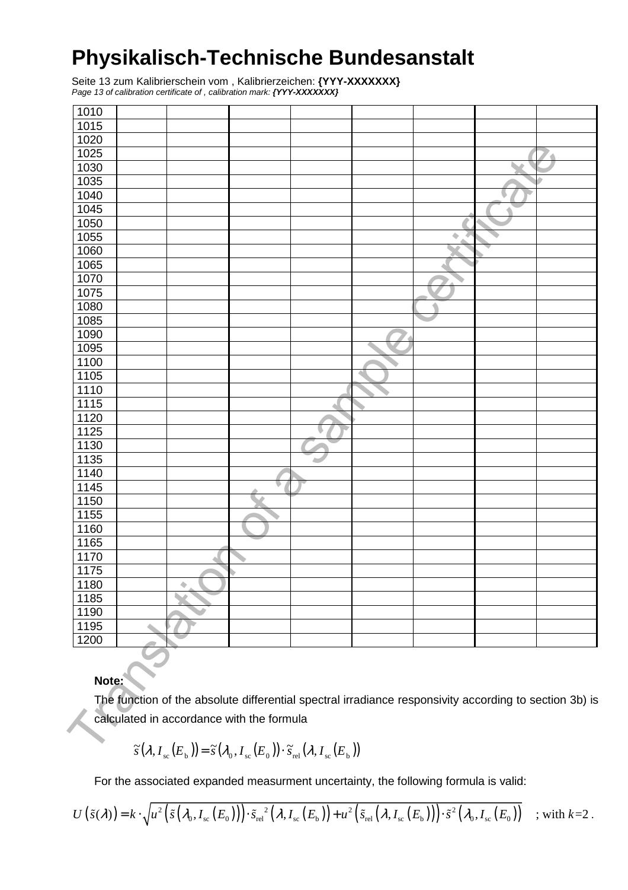| 1010 | | | | | | | | |
|---|---|---|---|---|---|---|---|---|
| 1015 | | | | | | | | |
| 1020 | | | | | | | | |
| 1025 | | | | | | | | |
| 1030 | | | | | | | | |
| 1035 | | | | | | | | |
| 1040 | | | | | | | | |
| 1045 | | | | | | | | |
| 1050 | | | | | | | | |
| 1055 | | | | | | | | |
| 1060 | | | | | | | | |
| 1065 | | | | | | | | |
| 1070 | | | | | | | | |
| 1075 | | | | | | | | |
| 1080 | | | | | | | | |
| 1085 | | | | | | | | |
| 1090 | | | | | | | | |
| 1095 | | | | | | | | |
| 1100 | | | | | | | | |
| 1105 | | | | | | | | |
| 1110 | | | | | | | | |
| 1115 | | | | | | | | |
| 1120 | | | | | | | | |
| 1125 | | | | | | | | |
| 1130 | | | | | | | | |
| 1135 | | | | | | | | |
| 1140 | | | | | | | | |
| 1145 | | | | | | | | |
| 1150 | | | | | | | | |
| 1155 | | | | | | | | |
| 1160 | | | | | | | | |
| 1165 | | | | | | | | |
| 1170 | | | | | | | | |
| 1175 | | | | | | | | |
| 1180 | | | | | | | | |
| 1185 | | | | | | | | |
| 1190 | | | | | | | | |
| 1195 | | | | | | | | |
| 1200 | | | | | | | | |

**Note:**

The function of the absolute differential spectral irradiance responsivity according to section 3b) is calculated in accordance with the formula

$$\tilde{s}\left(\lambda, I_{\mathrm{sc}}\left(E_{\mathrm{b}}\right)\right) = \tilde{s}\left(\lambda_0, I_{\mathrm{sc}}\left(E_0\right)\right) \cdot \tilde{s}_{\mathrm{rel}}\left(\lambda, I_{\mathrm{sc}}\left(E_{\mathrm{b}}\right)\right)$$

For the associated expanded measurment uncertainty, the following formula is valid:

$$U\left(\tilde{s}(\lambda)\right) = k \cdot \sqrt{u^2\left(\tilde{s}\left(\lambda_0, I_{\mathrm{sc}}\left(E_0\right)\right)\right) \cdot \tilde{s}_{\mathrm{rel}}^{\,2}\left(\lambda, I_{\mathrm{sc}}\left(E_{\mathrm{b}}\right)\right) + u^2\left(\tilde{s}_{\mathrm{rel}}\left(\lambda, I_{\mathrm{sc}}\left(E_{\mathrm{b}}\right)\right)\right) \cdot \tilde{s}^2\left(\lambda_0, I_{\mathrm{sc}}\left(E_0\right)\right)} \quad \text{; with } k=2 .$$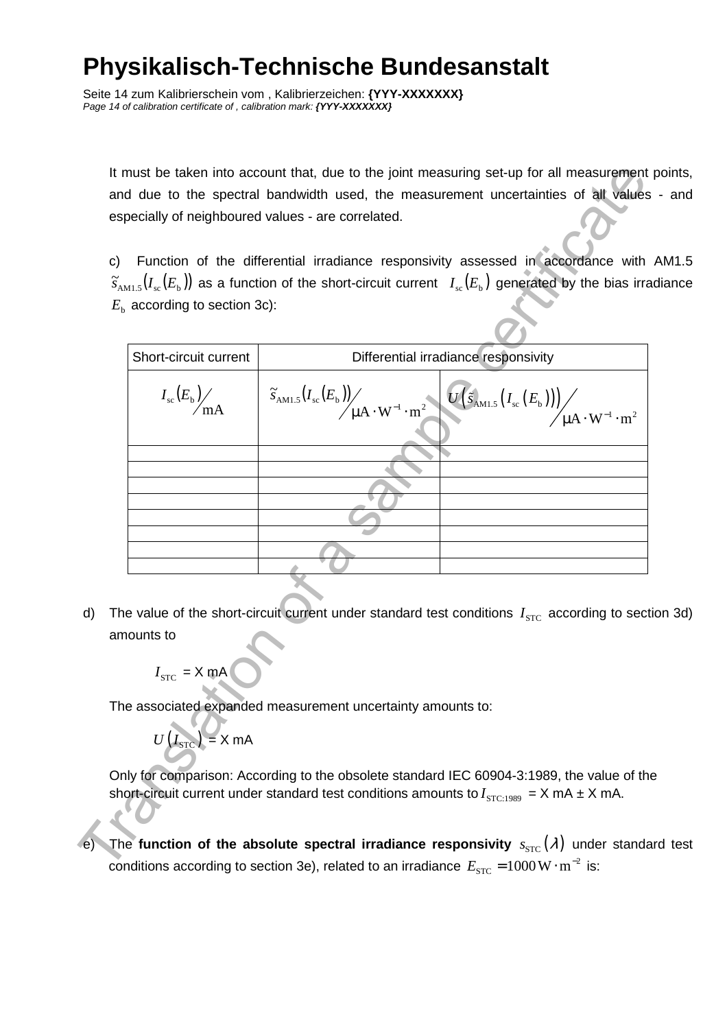It must be taken into account that, due to the joint measuring set-up for all measurement points, and due to the spectral bandwidth used, the measurement uncertainties of all values - and especially of neighboured values - are correlated.

c) Function of the differential irradiance responsivity assessed in accordance with AM1.5 $\tilde{s}_{\mathrm{AM1.5}}(I_{\mathrm{sc}}(E_{\mathrm{b}}))$ as a function of the short-circuit current $I_{\mathrm{sc}}(E_{\mathrm{b}})$ generated by the bias irradiance $E_{\mathrm{b}}$ according to section 3c):

| Short-circuit current | Differential irradiance responsivity | |
|---|---|---|
| $I_{\mathrm{sc}}(E_{\mathrm{b}}) / \mathrm{mA}$ | $\tilde{s}_{\mathrm{AM1.5}}(I_{\mathrm{sc}}(E_{\mathrm{b}})) / \mu\mathrm{A} \cdot \mathrm{W}^{-1} \cdot \mathrm{m}^{2}$ | $U(\tilde{s}_{\mathrm{AM1.5}}(I_{\mathrm{sc}}(E_{\mathrm{b}}))) / \mu\mathrm{A} \cdot \mathrm{W}^{-1} \cdot \mathrm{m}^{2}$ |
| | | |
| | | |
| | | |
| | | |
| | | |
| | | |
| | | |
| | | |

d) The value of the short-circuit current under standard test conditions $I_{\mathrm{STC}}$ according to section 3d) amounts to

$I_{\mathrm{STC}}$ = X mA

The associated expanded measurement uncertainty amounts to:

$U(I_{\mathrm{STC}})$ = X mA

Only for comparison: According to the obsolete standard IEC 60904-3:1989, the value of the short-circuit current under standard test conditions amounts to $I_{\mathrm{STC:1989}}$ = X mA ± X mA.

e) The **function of the absolute spectral irradiance responsivity** $s_{\mathrm{STC}}(\lambda)$ under standard test conditions according to section 3e), related to an irradiance $E_{\mathrm{STC}} = 1000\,\mathrm{W} \cdot \mathrm{m}^{-2}$ is: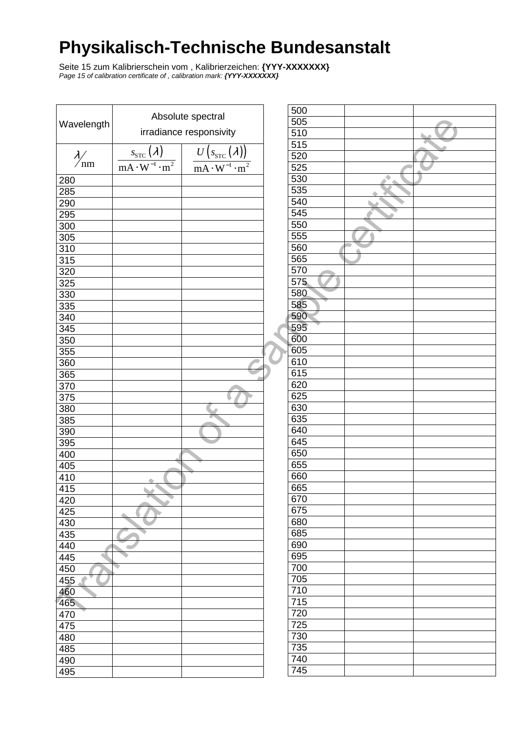# Physikalisch-Technische Bundesanstalt

Seite 15 zum Kalibrierschein vom , Kalibrierzeichen: **{YYY-XXXXXXX}**
*Page 15 of calibration certificate of , calibration mark:* ***{YYY-XXXXXXX}***

| Wavelength | Absolute spectral irradiance responsivity | |
|---|---|---|
| $\lambda/\text{nm}$ | $\dfrac{s_{\text{STC}}(\lambda)}{\text{mA}\cdot\text{W}^{-1}\cdot\text{m}^2}$ | $\dfrac{U(s_{\text{STC}}(\lambda))}{\text{mA}\cdot\text{W}^{-1}\cdot\text{m}^2}$ |
| 280 | | |
| 285 | | |
| 290 | | |
| 295 | | |
| 300 | | |
| 305 | | |
| 310 | | |
| 315 | | |
| 320 | | |
| 325 | | |
| 330 | | |
| 335 | | |
| 340 | | |
| 345 | | |
| 350 | | |
| 355 | | |
| 360 | | |
| 365 | | |
| 370 | | |
| 375 | | |
| 380 | | |
| 385 | | |
| 390 | | |
| 395 | | |
| 400 | | |
| 405 | | |
| 410 | | |
| 415 | | |
| 420 | | |
| 425 | | |
| 430 | | |
| 435 | | |
| 440 | | |
| 445 | | |
| 450 | | |
| 455 | | |
| 460 | | |
| 465 | | |
| 470 | | |
| 475 | | |
| 480 | | |
| 485 | | |
| 490 | | |
| 495 | | |
| 500 | | |
| 505 | | |
| 510 | | |
| 515 | | |
| 520 | | |
| 525 | | |
| 530 | | |
| 535 | | |
| 540 | | |
| 545 | | |
| 550 | | |
| 555 | | |
| 560 | | |
| 565 | | |
| 570 | | |
| 575 | | |
| 580 | | |
| 585 | | |
| 590 | | |
| 595 | | |
| 600 | | |
| 605 | | |
| 610 | | |
| 615 | | |
| 620 | | |
| 625 | | |
| 630 | | |
| 635 | | |
| 640 | | |
| 645 | | |
| 650 | | |
| 655 | | |
| 660 | | |
| 665 | | |
| 670 | | |
| 675 | | |
| 680 | | |
| 685 | | |
| 690 | | |
| 695 | | |
| 700 | | |
| 705 | | |
| 710 | | |
| 715 | | |
| 720 | | |
| 725 | | |
| 730 | | |
| 735 | | |
| 740 | | |
| 745 | | |

Translation of a sample certificate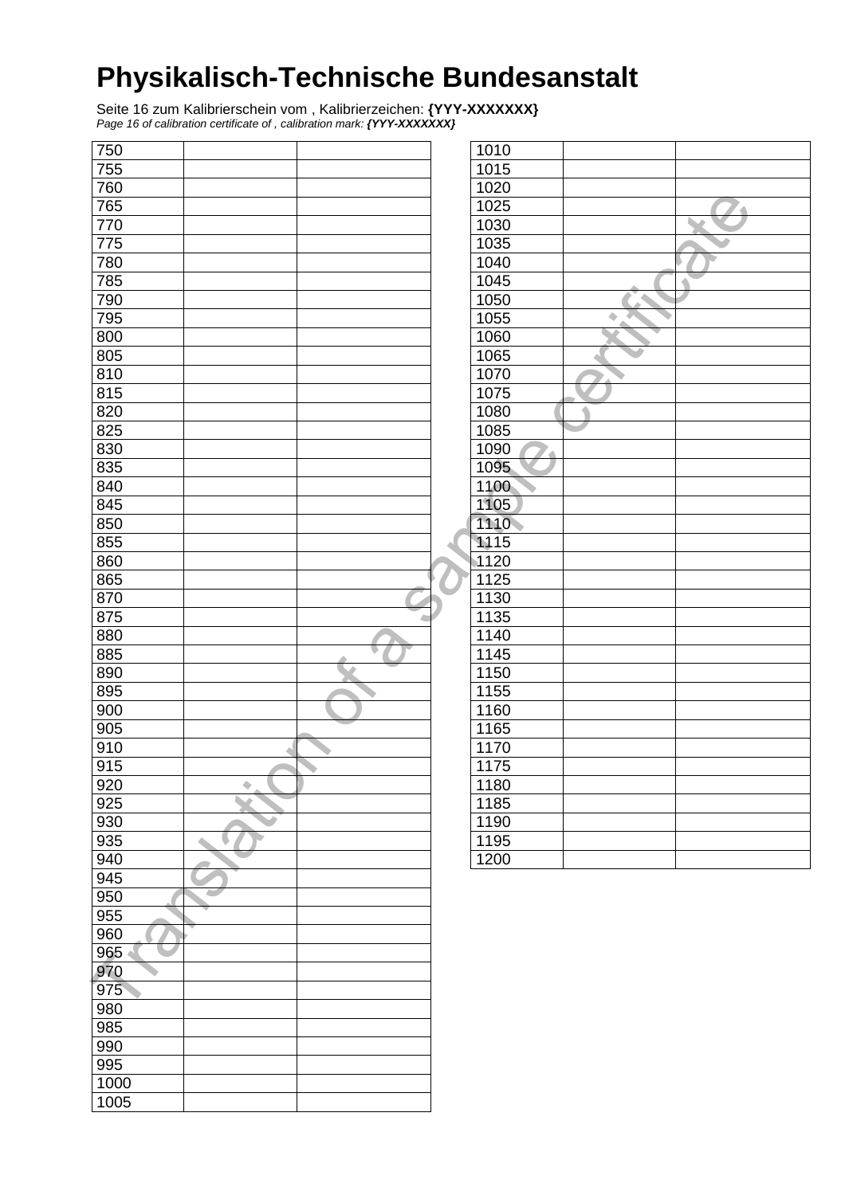# Physikalisch-Technische Bundesanstalt

Seite 16 zum Kalibrierschein vom , Kalibrierzeichen: **{YYY-XXXXXXX}**
*Page 16 of calibration certificate of , calibration mark:* ***{YYY-XXXXXXX}***

| | | |
|---|---|---|
| 750 | | |
| 755 | | |
| 760 | | |
| 765 | | |
| 770 | | |
| 775 | | |
| 780 | | |
| 785 | | |
| 790 | | |
| 795 | | |
| 800 | | |
| 805 | | |
| 810 | | |
| 815 | | |
| 820 | | |
| 825 | | |
| 830 | | |
| 835 | | |
| 840 | | |
| 845 | | |
| 850 | | |
| 855 | | |
| 860 | | |
| 865 | | |
| 870 | | |
| 875 | | |
| 880 | | |
| 885 | | |
| 890 | | |
| 895 | | |
| 900 | | |
| 905 | | |
| 910 | | |
| 915 | | |
| 920 | | |
| 925 | | |
| 930 | | |
| 935 | | |
| 940 | | |
| 945 | | |
| 950 | | |
| 955 | | |
| 960 | | |
| 965 | | |
| 970 | | |
| 975 | | |
| 980 | | |
| 985 | | |
| 990 | | |
| 995 | | |
| 1000 | | |
| 1005 | | |
| 1010 | | |
| 1015 | | |
| 1020 | | |
| 1025 | | |
| 1030 | | |
| 1035 | | |
| 1040 | | |
| 1045 | | |
| 1050 | | |
| 1055 | | |
| 1060 | | |
| 1065 | | |
| 1070 | | |
| 1075 | | |
| 1080 | | |
| 1085 | | |
| 1090 | | |
| 1095 | | |
| 1100 | | |
| 1105 | | |
| 1110 | | |
| 1115 | | |
| 1120 | | |
| 1125 | | |
| 1130 | | |
| 1135 | | |
| 1140 | | |
| 1145 | | |
| 1150 | | |
| 1155 | | |
| 1160 | | |
| 1165 | | |
| 1170 | | |
| 1175 | | |
| 1180 | | |
| 1185 | | |
| 1190 | | |
| 1195 | | |
| 1200 | | |

Translation of a sample certificate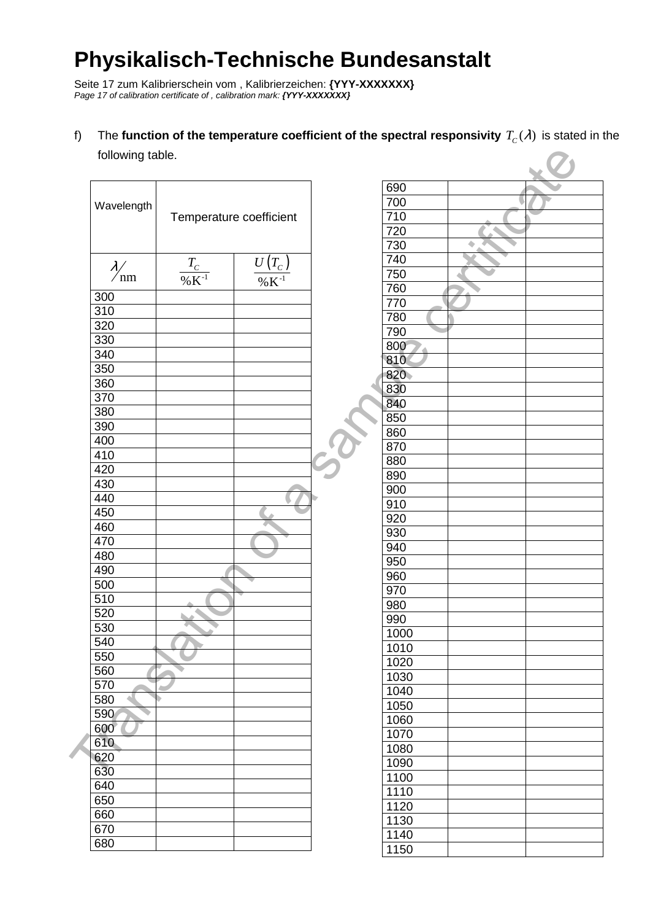# Physikalisch-Technische Bundesanstalt

Seite 17 zum Kalibrierschein vom , Kalibrierzeichen: **{YYY-XXXXXXX}**
*Page 17 of calibration certificate of , calibration mark: **{YYY-XXXXXXX}***

f) The **function of the temperature coefficient of the spectral responsivity** $T_C(\lambda)$ is stated in the following table.

| Wavelength | Temperature coefficient | |
|---|---|---|
| $\lambda/\text{nm}$ | $\frac{T_C}{\%\text{K}^{-1}}$ | $\frac{U(T_C)}{\%\text{K}^{-1}}$ |
| 300 | | |
| 310 | | |
| 320 | | |
| 330 | | |
| 340 | | |
| 350 | | |
| 360 | | |
| 370 | | |
| 380 | | |
| 390 | | |
| 400 | | |
| 410 | | |
| 420 | | |
| 430 | | |
| 440 | | |
| 450 | | |
| 460 | | |
| 470 | | |
| 480 | | |
| 490 | | |
| 500 | | |
| 510 | | |
| 520 | | |
| 530 | | |
| 540 | | |
| 550 | | |
| 560 | | |
| 570 | | |
| 580 | | |
| 590 | | |
| 600 | | |
| 610 | | |
| 620 | | |
| 630 | | |
| 640 | | |
| 650 | | |
| 660 | | |
| 670 | | |
| 680 | | |
| 690 | | |
| 700 | | |
| 710 | | |
| 720 | | |
| 730 | | |
| 740 | | |
| 750 | | |
| 760 | | |
| 770 | | |
| 780 | | |
| 790 | | |
| 800 | | |
| 810 | | |
| 820 | | |
| 830 | | |
| 840 | | |
| 850 | | |
| 860 | | |
| 870 | | |
| 880 | | |
| 890 | | |
| 900 | | |
| 910 | | |
| 920 | | |
| 930 | | |
| 940 | | |
| 950 | | |
| 960 | | |
| 970 | | |
| 980 | | |
| 990 | | |
| 1000 | | |
| 1010 | | |
| 1020 | | |
| 1030 | | |
| 1040 | | |
| 1050 | | |
| 1060 | | |
| 1070 | | |
| 1080 | | |
| 1090 | | |
| 1100 | | |
| 1110 | | |
| 1120 | | |
| 1130 | | |
| 1140 | | |
| 1150 | | |

Translation of a sample certificate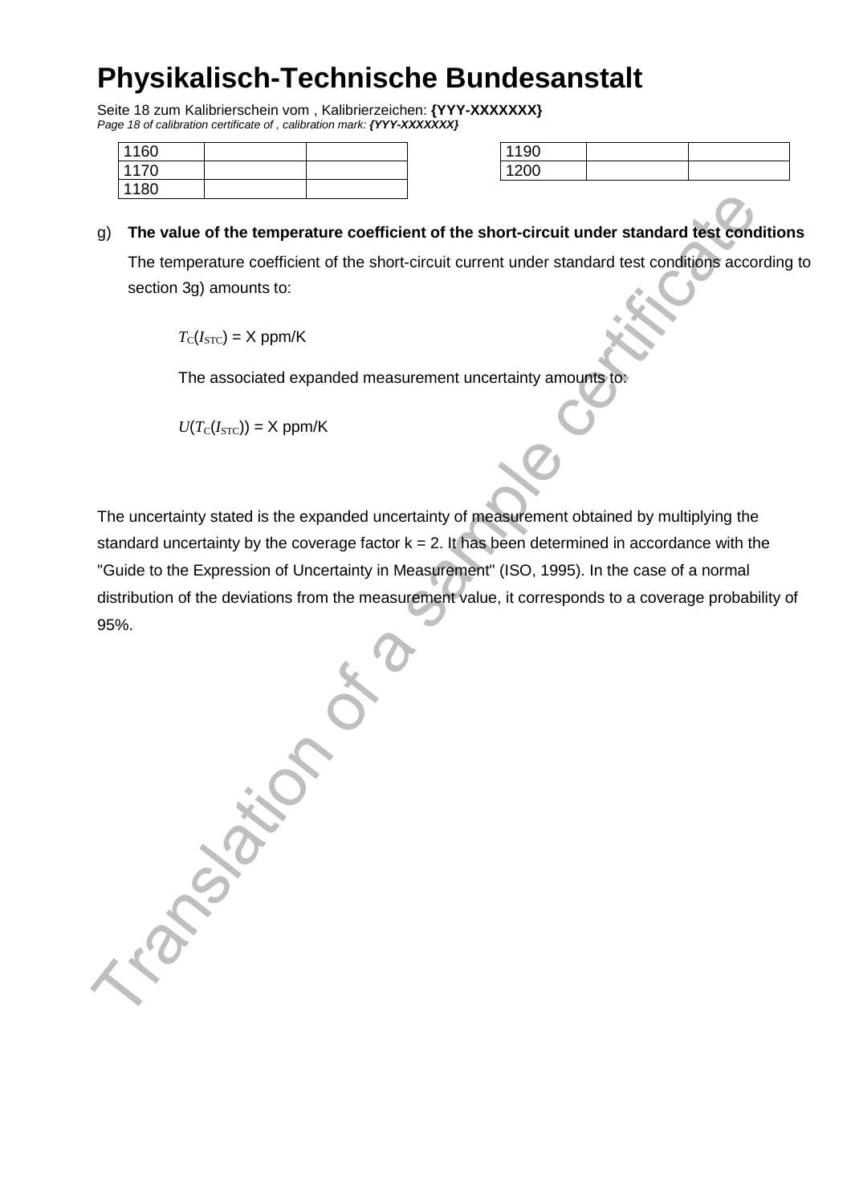| | | | | | |
|---|---|---|---|---|---|
| 1160 | | | 1190 | | |
| 1170 | | | 1200 | | |
| 1180 | | | | | |

g) **The value of the temperature coefficient of the short-circuit under standard test conditions**

The temperature coefficient of the short-circuit current under standard test conditions according to section 3g) amounts to:

$T_C(I_{STC})$ = X ppm/K

The associated expanded measurement uncertainty amounts to:

$U(T_C(I_{STC}))$ = X ppm/K

The uncertainty stated is the expanded uncertainty of measurement obtained by multiplying the standard uncertainty by the coverage factor k = 2. It has been determined in accordance with the "Guide to the Expression of Uncertainty in Measurement" (ISO, 1995). In the case of a normal distribution of the deviations from the measurement value, it corresponds to a coverage probability of 95%.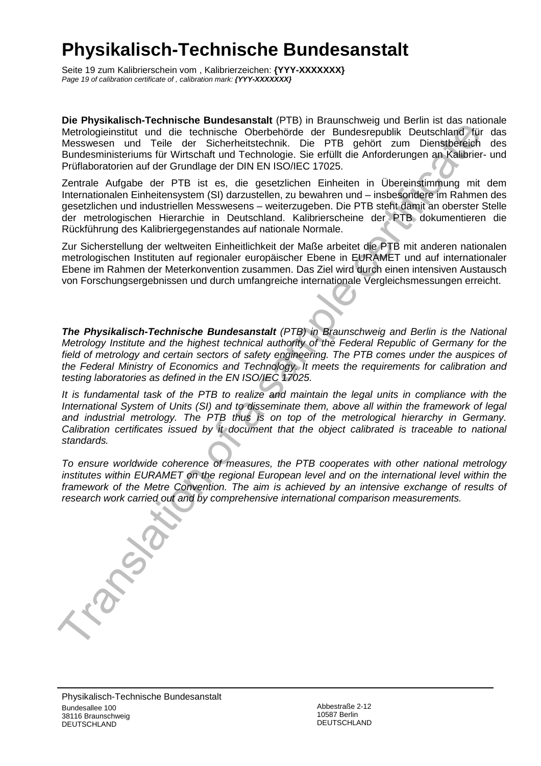# Physikalisch-Technische Bundesanstalt

Seite 19 zum Kalibrierschein vom , Kalibrierzeichen: **{YYY-XXXXXXX}**
*Page 19 of calibration certificate of , calibration mark: **{YYY-XXXXXXX}***

**Die Physikalisch-Technische Bundesanstalt** (PTB) in Braunschweig und Berlin ist das nationale Metrologieinstitut und die technische Oberbehörde der Bundesrepublik Deutschland für das Messwesen und Teile der Sicherheitstechnik. Die PTB gehört zum Dienstbereich des Bundesministeriums für Wirtschaft und Technologie. Sie erfüllt die Anforderungen an Kalibrier- und Prüflaboratorien auf der Grundlage der DIN EN ISO/IEC 17025.

Zentrale Aufgabe der PTB ist es, die gesetzlichen Einheiten in Übereinstimmung mit dem Internationalen Einheitensystem (SI) darzustellen, zu bewahren und – insbesondere im Rahmen des gesetzlichen und industriellen Messwesens – weiterzugeben. Die PTB steht damit an oberster Stelle der metrologischen Hierarchie in Deutschland. Kalibrierscheine der PTB dokumentieren die Rückführung des Kalibriergegenstandes auf nationale Normale.

Zur Sicherstellung der weltweiten Einheitlichkeit der Maße arbeitet die PTB mit anderen nationalen metrologischen Instituten auf regionaler europäischer Ebene in EURAMET und auf internationaler Ebene im Rahmen der Meterkonvention zusammen. Das Ziel wird durch einen intensiven Austausch von Forschungsergebnissen und durch umfangreiche internationale Vergleichsmessungen erreicht.

***The Physikalisch-Technische Bundesanstalt** (PTB) in Braunschweig and Berlin is the National Metrology Institute and the highest technical authority of the Federal Republic of Germany for the field of metrology and certain sectors of safety engineering. The PTB comes under the auspices of the Federal Ministry of Economics and Technology. It meets the requirements for calibration and testing laboratories as defined in the EN ISO/IEC 17025.*

*It is fundamental task of the PTB to realize and maintain the legal units in compliance with the International System of Units (SI) and to disseminate them, above all within the framework of legal and industrial metrology. The PTB thus is on top of the metrological hierarchy in Germany. Calibration certificates issued by it document that the object calibrated is traceable to national standards.*

*To ensure worldwide coherence of measures, the PTB cooperates with other national metrology institutes within EURAMET on the regional European level and on the international level within the framework of the Metre Convention. The aim is achieved by an intensive exchange of results of research work carried out and by comprehensive international comparison measurements.*

Translation of a sample certificate

Physikalisch-Technische Bundesanstalt
Bundesallee 100
38116 Braunschweig
DEUTSCHLAND

Abbestraße 2-12
10587 Berlin
DEUTSCHLAND